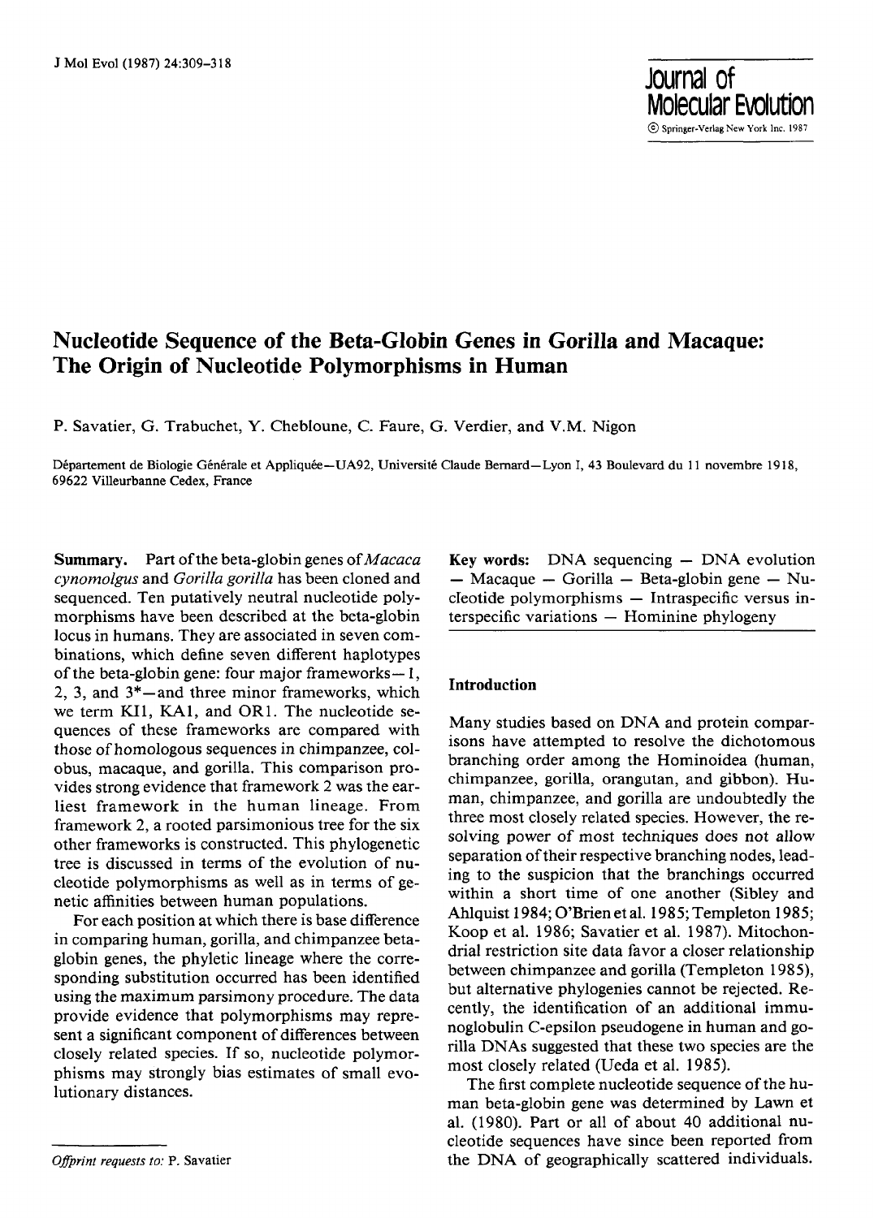# Nucleotide Sequence of the Beta-Globin Genes in Gorilla and Macaque: The Origin of Nucleotide Polymorphisms in Human

P. Savatier, G. Trabuchet, Y. Chebloune, C. Faure, G. Verdier, and V.M. Nigon

Département de Biologie Générale et Appliquée—UA92, Université Claude Bernard—Lyon I, 43 Boulevard du 11 novembre 1918, 69622 Villeurbanne Cedex, France

**Summary.** Part of the beta-globin genes of *Macaca cynomolgus* and *Gorilla gorilla* has been cloned and sequenced. Ten putatively neutral nucleotide polymorphisms have been described at the beta-globin locus in humans. They are associated in seven combinations, which define seven different haplotypes of the beta-globin gene: four major frameworks—1, 2, 3, and 3*—and three minor frameworks, which we term KI1, KA1, and OR1. The nucleotide sequences of these frameworks are compared with those of homologous sequences in chimpanzee, colobus, macaque, and gorilla. This comparison provides strong evidence that framework 2 was the earliest framework in the human lineage. From framework 2, a rooted parsimonious tree for the six other frameworks is constructed. This phylogenetic tree is discussed in terms of the evolution of nucleotide polymorphisms as well as in terms of genetic affinities between human populations.

For each position at which there is base difference in comparing human, gorilla, and chimpanzee beta-globin genes, the phyletic lineage where the corresponding substitution occurred has been identified using the maximum parsimony procedure. The data provide evidence that polymorphisms may represent a significant component of differences between closely related species. If so, nucleotide polymorphisms may strongly bias estimates of small evolutionary distances.

**Key words:** DNA sequencing — DNA evolution — Macaque — Gorilla — Beta-globin gene — Nucleotide polymorphisms — Intraspecific versus interspecific variations — Hominine phylogeny

## Introduction

Many studies based on DNA and protein comparisons have attempted to resolve the dichotomous branching order among the Hominoidea (human, chimpanzee, gorilla, orangutan, and gibbon). Human, chimpanzee, and gorilla are undoubtedly the three most closely related species. However, the resolving power of most techniques does not allow separation of their respective branching nodes, leading to the suspicion that the branchings occurred within a short time of one another (Sibley and Ahlquist 1984; O'Brien et al. 1985; Templeton 1985; Koop et al. 1986; Savatier et al. 1987). Mitochondrial restriction site data favor a closer relationship between chimpanzee and gorilla (Templeton 1985), but alternative phylogenies cannot be rejected. Recently, the identification of an additional immunoglobulin C-epsilon pseudogene in human and gorilla DNAs suggested that these two species are the most closely related (Ueda et al. 1985).

The first complete nucleotide sequence of the human beta-globin gene was determined by Lawn et al. (1980). Part or all of about 40 additional nucleotide sequences have since been reported from the DNA of geographically scattered individuals.

*Offprint requests to:* P. Savatier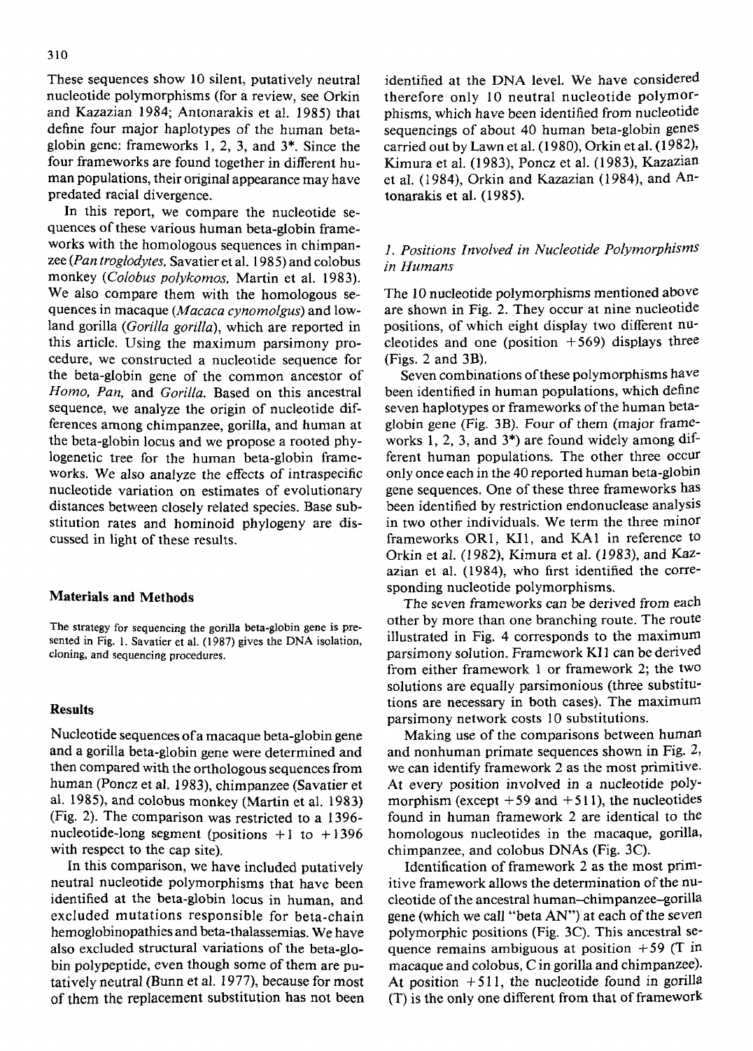These sequences show 10 silent, putatively neutral nucleotide polymorphisms (for a review, see Orkin and Kazazian 1984; Antonarakis et al. 1985) that define four major haplotypes of the human beta-globin gene: frameworks 1, 2, 3, and 3*. Since the four frameworks are found together in different human populations, their original appearance may have predated racial divergence.

In this report, we compare the nucleotide sequences of these various human beta-globin frameworks with the homologous sequences in chimpanzee (*Pan troglodytes*, Savatier et al. 1985) and colobus monkey (*Colobus polykomos*, Martin et al. 1983). We also compare them with the homologous sequences in macaque (*Macaca cynomolgus*) and lowland gorilla (*Gorilla gorilla*), which are reported in this article. Using the maximum parsimony procedure, we constructed a nucleotide sequence for the beta-globin gene of the common ancestor of *Homo*, *Pan*, and *Gorilla*. Based on this ancestral sequence, we analyze the origin of nucleotide differences among chimpanzee, gorilla, and human at the beta-globin locus and we propose a rooted phylogenetic tree for the human beta-globin frameworks. We also analyze the effects of intraspecific nucleotide variation on estimates of evolutionary distances between closely related species. Base substitution rates and hominoid phylogeny are discussed in light of these results.

## Materials and Methods

The strategy for sequencing the gorilla beta-globin gene is presented in Fig. 1. Savatier et al. (1987) gives the DNA isolation, cloning, and sequencing procedures.

## Results

Nucleotide sequences of a macaque beta-globin gene and a gorilla beta-globin gene were determined and then compared with the orthologous sequences from human (Poncz et al. 1983), chimpanzee (Savatier et al. 1985), and colobus monkey (Martin et al. 1983) (Fig. 2). The comparison was restricted to a 1396-nucleotide-long segment (positions +1 to +1396 with respect to the cap site).

In this comparison, we have included putatively neutral nucleotide polymorphisms that have been identified at the beta-globin locus in human, and excluded mutations responsible for beta-chain hemoglobinopathies and beta-thalassemias. We have also excluded structural variations of the beta-globin polypeptide, even though some of them are putatively neutral (Bunn et al. 1977), because for most of them the replacement substitution has not been identified at the DNA level. We have considered therefore only 10 neutral nucleotide polymorphisms, which have been identified from nucleotide sequencings of about 40 human beta-globin genes carried out by Lawn et al. (1980), Orkin et al. (1982), Kimura et al. (1983), Poncz et al. (1983), Kazazian et al. (1984), Orkin and Kazazian (1984), and Antonarakis et al. (1985).

### 1. Positions Involved in Nucleotide Polymorphisms in Humans

The 10 nucleotide polymorphisms mentioned above are shown in Fig. 2. They occur at nine nucleotide positions, of which eight display two different nucleotides and one (position +569) displays three (Figs. 2 and 3B).

Seven combinations of these polymorphisms have been identified in human populations, which define seven haplotypes or frameworks of the human beta-globin gene (Fig. 3B). Four of them (major frameworks 1, 2, 3, and 3*) are found widely among different human populations. The other three occur only once each in the 40 reported human beta-globin gene sequences. One of these three frameworks has been identified by restriction endonuclease analysis in two other individuals. We term the three minor frameworks OR1, KI1, and KA1 in reference to Orkin et al. (1982), Kimura et al. (1983), and Kazazian et al. (1984), who first identified the corresponding nucleotide polymorphisms.

The seven frameworks can be derived from each other by more than one branching route. The route illustrated in Fig. 4 corresponds to the maximum parsimony solution. Framework KI1 can be derived from either framework 1 or framework 2; the two solutions are equally parsimonious (three substitutions are necessary in both cases). The maximum parsimony network costs 10 substitutions.

Making use of the comparisons between human and nonhuman primate sequences shown in Fig. 2, we can identify framework 2 as the most primitive. At every position involved in a nucleotide polymorphism (except +59 and +511), the nucleotides found in human framework 2 are identical to the homologous nucleotides in the macaque, gorilla, chimpanzee, and colobus DNAs (Fig. 3C).

Identification of framework 2 as the most primitive framework allows the determination of the nucleotide of the ancestral human–chimpanzee–gorilla gene (which we call "beta AN") at each of the seven polymorphic positions (Fig. 3C). This ancestral sequence remains ambiguous at position +59 (T in macaque and colobus, C in gorilla and chimpanzee). At position +511, the nucleotide found in gorilla (T) is the only one different from that of framework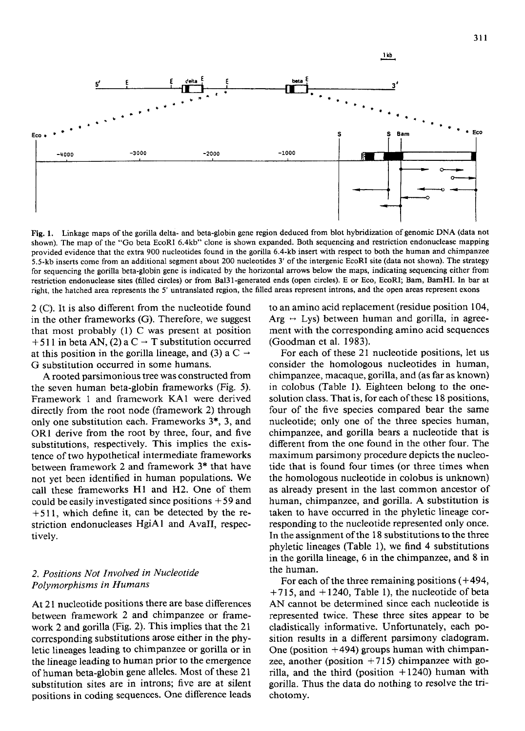Fig. 1. Linkage maps of the gorilla delta- and beta-globin gene region deduced from blot hybridization of genomic DNA (data not shown). The map of the "Go beta EcoRI 6.4kb" clone is shown expanded. Both sequencing and restriction endonuclease mapping provided evidence that the extra 900 nucleotides found in the gorilla 6.4-kb insert with respect to both the human and chimpanzee 5.5-kb inserts come from an additional segment about 200 nucleotides 3' of the intergenic EcoRI site (data not shown). The strategy for sequencing the gorilla beta-globin gene is indicated by the horizontal arrows below the maps, indicating sequencing either from restriction endonuclease sites (filled circles) or from Bal31-generated ends (open circles). E or Eco, EcoRI; Bam, BamHI. In bar at right, the hatched area represents the 5' untranslated region, the filled areas represent introns, and the open areas represent exons

2 (C). It is also different from the nucleotide found in the other frameworks (G). Therefore, we suggest that most probably (1) C was present at position +511 in beta AN, (2) a C → T substitution occurred at this position in the gorilla lineage, and (3) a C → G substitution occurred in some humans.

A rooted parsimonious tree was constructed from the seven human beta-globin frameworks (Fig. 5). Framework 1 and framework KA1 were derived directly from the root node (framework 2) through only one substitution each. Frameworks 3*, 3, and OR1 derive from the root by three, four, and five substitutions, respectively. This implies the existence of two hypothetical intermediate frameworks between framework 2 and framework 3* that have not yet been identified in human populations. We call these frameworks H1 and H2. One of them could be easily investigated since positions +59 and +511, which define it, can be detected by the restriction endonucleases HgiA1 and AvaII, respectively.

## 2. Positions Not Involved in Nucleotide Polymorphisms in Humans

At 21 nucleotide positions there are base differences between framework 2 and chimpanzee or framework 2 and gorilla (Fig. 2). This implies that the 21 corresponding substitutions arose either in the phyletic lineages leading to chimpanzee or gorilla or in the lineage leading to human prior to the emergence of human beta-globin gene alleles. Most of these 21 substitution sites are in introns; five are at silent positions in coding sequences. One difference leads to an amino acid replacement (residue position 104, Arg ↔ Lys) between human and gorilla, in agreement with the corresponding amino acid sequences (Goodman et al. 1983).

For each of these 21 nucleotide positions, let us consider the homologous nucleotides in human, chimpanzee, macaque, gorilla, and (as far as known) in colobus (Table 1). Eighteen belong to the one-solution class. That is, for each of these 18 positions, four of the five species compared bear the same nucleotide; only one of the three species human, chimpanzee, and gorilla bears a nucleotide that is different from the one found in the other four. The maximum parsimony procedure depicts the nucleotide that is found four times (or three times when the homologous nucleotide in colobus is unknown) as already present in the last common ancestor of human, chimpanzee, and gorilla. A substitution is taken to have occurred in the phyletic lineage corresponding to the nucleotide represented only once. In the assignment of the 18 substitutions to the three phyletic lineages (Table 1), we find 4 substitutions in the gorilla lineage, 6 in the chimpanzee, and 8 in the human.

For each of the three remaining positions (+494, +715, and +1240, Table 1), the nucleotide of beta AN cannot be determined since each nucleotide is represented twice. These three sites appear to be cladistically informative. Unfortunately, each position results in a different parsimony cladogram. One (position +494) groups human with chimpanzee, another (position +715) chimpanzee with gorilla, and the third (position +1240) human with gorilla. Thus the data do nothing to resolve the trichotomy.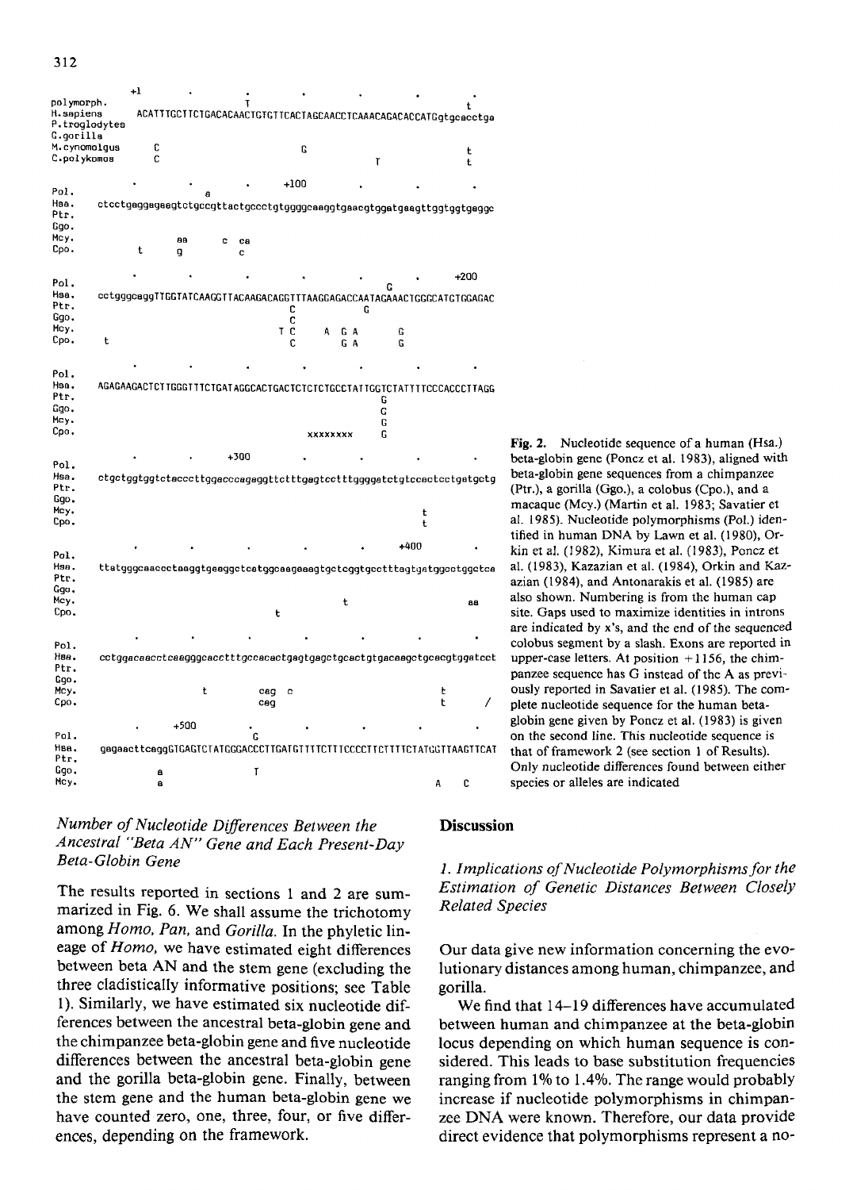```
           +1          .          .          .          .          .          .
polymorph.                         T                                          t
H.sapiens     ACATTTGCTTCTGACACAACTGTGTTCACTAGCAACCTCAAACAGACACCATGgtgcacctga
P.troglodytes
G.gorilla
M.cynomolgus       C                          G                               t
C.polykomos        C                                               T          t

              .          .          .        +100          .          .          .
Pol.                       a
Hsa.  ctcctgaggagaagtctgccgttactgccctgtggggcaaggtgaacgtggatgaagttggtggtgaggc
Ptr.
Ggo.
Mcy.                      aa       c  ca
Cpo.          t           g           c

              .          .          .          .          .          .        +200
Pol.                                                             G
Hsa.  cctgggcaggTTGGTATCAAGGTTACAAGACAGGTTTAAGGAGACCAATAGAAACTGGGCATGTGGAGAC
Ptr.                                   C          G
Ggo.                                   C
Mcy.                                  T C    A  G A      G
Cpo.    t                              C       G A      G

              .          .          .          .          .          .          .
Pol.
Hsa.  AGAGAAGACTCTTGGGTTTCTGATAGGCACTGACTCTCTCTGCCTATTGGTCTATTTTCCCACCCTTAGG
Ptr.                                                  G
Ggo.                                                  G
Mcy.                                                  G
Cpo.                                          xxxxxxxx G

              .          .        +300          .          .          .          .
Pol.
Hsa.  ctgctggtggtctacccttggacccagaggttctttgagtcctttggggatctgtccactcctgatgctg
Ptr.
Ggo.
Mcy.                                                           t
Cpo.                                                           t

              .          .          .          .          .        +400          .
Pol.
Hsa.  ttatgggcaaccctaaggtgaaggctcatggcaagaaagtgctcggtgccttttagtgatggcctggctca
Ptr.
Ggo.
Mcy.                                                     t                 aa
Cpo.                                     t

              .          .          .          .          .          .          .
Pol.
Hsa.  cctggacaacctcaagggcacctttgccacactgagtgagctgcactgtgacaagctgcacgtggatcct
Ptr.
Ggo.
Mcy.                    t          cag  c                          t
Cpo.                               cag                             t        /

              .        +500          .          .          .          .          .
Pol.                                G
Hsa.  gagaacttcagggGTGAGTCTATGGGACCCTTGATGTTTTCTTTCCCCTTCTTTTCTATGGTTAAGTTCAT
Ptr.
Ggo.            a                T
Mcy.            a                                                   A    C
```

**Fig. 2.** Nucleotide sequence of a human (Hsa.) beta-globin gene (Poncz et al. 1983), aligned with beta-globin gene sequences from a chimpanzee (Ptr.), a gorilla (Ggo.), a colobus (Cpo.), and a macaque (Mcy.) (Martin et al. 1983; Savatier et al. 1985). Nucleotide polymorphisms (Pol.) identified in human DNA by Lawn et al. (1980), Orkin et al. (1982), Kimura et al. (1983), Poncz et al. (1983), Kazazian et al. (1984), Orkin and Kazazian (1984), and Antonarakis et al. (1985) are also shown. Numbering is from the human cap site. Gaps used to maximize identities in introns are indicated by x's, and the end of the sequenced colobus segment by a slash. Exons are reported in upper-case letters. At position +1156, the chimpanzee sequence has G instead of the A as previously reported in Savatier et al. (1985). The complete nucleotide sequence for the human beta-globin gene given by Poncz et al. (1983) is given on the second line. This nucleotide sequence is that of framework 2 (see section 1 of Results). Only nucleotide differences found between either species or alleles are indicated

### *Number of Nucleotide Differences Between the Ancestral "Beta AN" Gene and Each Present-Day Beta-Globin Gene*

The results reported in sections 1 and 2 are summarized in Fig. 6. We shall assume the trichotomy among *Homo, Pan,* and *Gorilla.* In the phyletic lineage of *Homo,* we have estimated eight differences between beta AN and the stem gene (excluding the three cladistically informative positions; see Table 1). Similarly, we have estimated six nucleotide differences between the ancestral beta-globin gene and the chimpanzee beta-globin gene and five nucleotide differences between the ancestral beta-globin gene and the gorilla beta-globin gene. Finally, between the stem gene and the human beta-globin gene we have counted zero, one, three, four, or five differences, depending on the framework.

## Discussion

### *1. Implications of Nucleotide Polymorphisms for the Estimation of Genetic Distances Between Closely Related Species*

Our data give new information concerning the evolutionary distances among human, chimpanzee, and gorilla.

We find that 14–19 differences have accumulated between human and chimpanzee at the beta-globin locus depending on which human sequence is considered. This leads to base substitution frequencies ranging from 1% to 1.4%. The range would probably increase if nucleotide polymorphisms in chimpanzee DNA were known. Therefore, our data provide direct evidence that polymorphisms represent a no-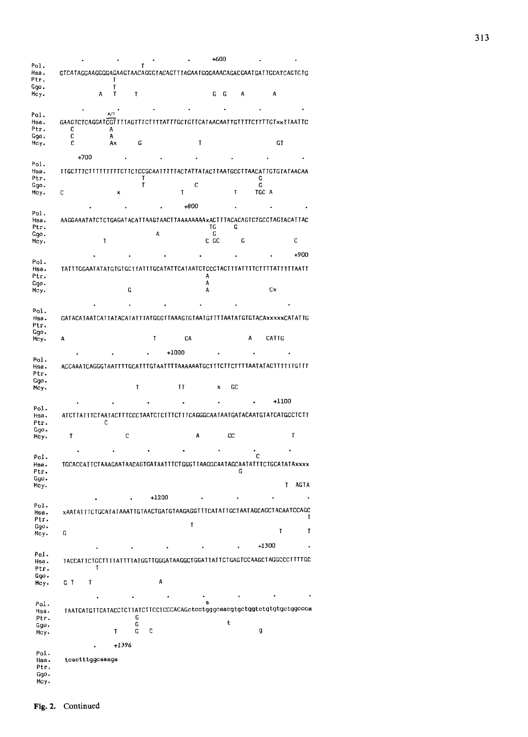```
                                                +600
Pol.                          T
Hsa.  GTCATAGGAAGGGGAGAAGTAACAGGCTACAGTTTAGAATGGCAAACAGACGAATGATTGCATCAGTCTG
Ptr.                 T
Ggo.                 T
Mcy.             A   T     T                     G  G   A         A

                     A/T
Pol.
Hsa.  GAAGTCTCAGGATCGTTTTAGTTTCTTTTATTTGCTGTTCATAACAATTGTTTTCTTTTGTxxTTAATTC
Ptr.     C          A
Ggo.     C          A
Mcy.     C          Ax      G                T                     GT

        +700
Pol.
Hsa.  TTGCTTTCTTTTTTTTTTCTTCTCCGCAATTTTTACTATTATACTTAATGCCTTAACATTGTGTATAACAA
Ptr.                         T                                G
Ggo.                         T              C                 G
Mcy.  C               x                 T              T     TGC A

                                       +800
Pol.
Hsa.  AAGGAAATATCTCTGAGATACATTAAGTAACTTAAAAAAAAxACTTTACACAGTCTGCCTAGTACATTAC
Ptr.                                            TC      G
Ggo.                             A               G
Mcy.              T                            C GC       G               C

                                                                    +900
Pol.
Hsa.  TATTTGGAATATATGTGTGCTTATTTGCATATTCATAATCTCCCTACTTTATTTTCTTTTATTTTTAATT
Ptr.                                             A
Ggo.                                             A
Mcy.                     G                       A                 Cx

Pol.
Hsa.  GATACATAATCATTATACATATTTATGGGTTAAAGTGTAATGTTTTAATATGTGTACAxxxxxCATATTG
Ptr.
Ggo.
Mcy.  A                          T        CA                 A    CATTG

                                +1000
Pol.
Hsa.  ACCAAATCAGGGTAATTTTGCATTTGTAATTTTAAAAAATGCTTTCTTCTTTTAATATACTTTTTTGTTT
Ptr.
Ggo.
Mcy.                       T       TT            x   GC

                                                              +1100
Pol.
Hsa.  ATCTTATTTCTAATACTTTCCCTAATCTCTTTCTTCAGGGCAATAATGATACAATGTATCATGCCTCTT
Ptr.              C
Ggo.
Mcy.     T              C                   A         CC                T

Pol.                                                          C
Hsa.  TGCACCATTCTAAAGAATAACAGTGATAATTTCTGGGTTAAGGCAATAGCAATATTTCTGCATATAxxxx
Ptr.                                                    G
Ggo.
Mcy.                                                                T  AGTA

                        +1200
Pol.
Hsa.  xAATATTTCTGCATATAAATTGTAACTGATGTAAGAGGTTTCATATTGCTAATAGCAGCTACAATCCAGC
Ptr.                                                                        T
Ggo.                                       T
Mcy.   G                                                            T       T

                                                        +1300
Pol.
Hsa.  TACCATTCTGCTTTTATTTTATGGTTGGGATAAGGCTGGATTATTCTGAGTCCAAGCTAGGCCCTTTTGC
Ptr.            T
Ggo.
Mcy.   G T    T                  A

Pol.                                           a
Hsa.  TAATCATGTTCATACCTCTTATCTTCCTCCCACAGctcctgggcaacgtgctggtctgtgtgctggccca
Ptr.                       G
Ggo.                       G                         t
Mcy.                 T     G   C                               g

                 +1396
Pol.
Hsa.  tcactttggcaaaga
Ptr.
Ggo.
Mcy.
```

**Fig. 2.** Continued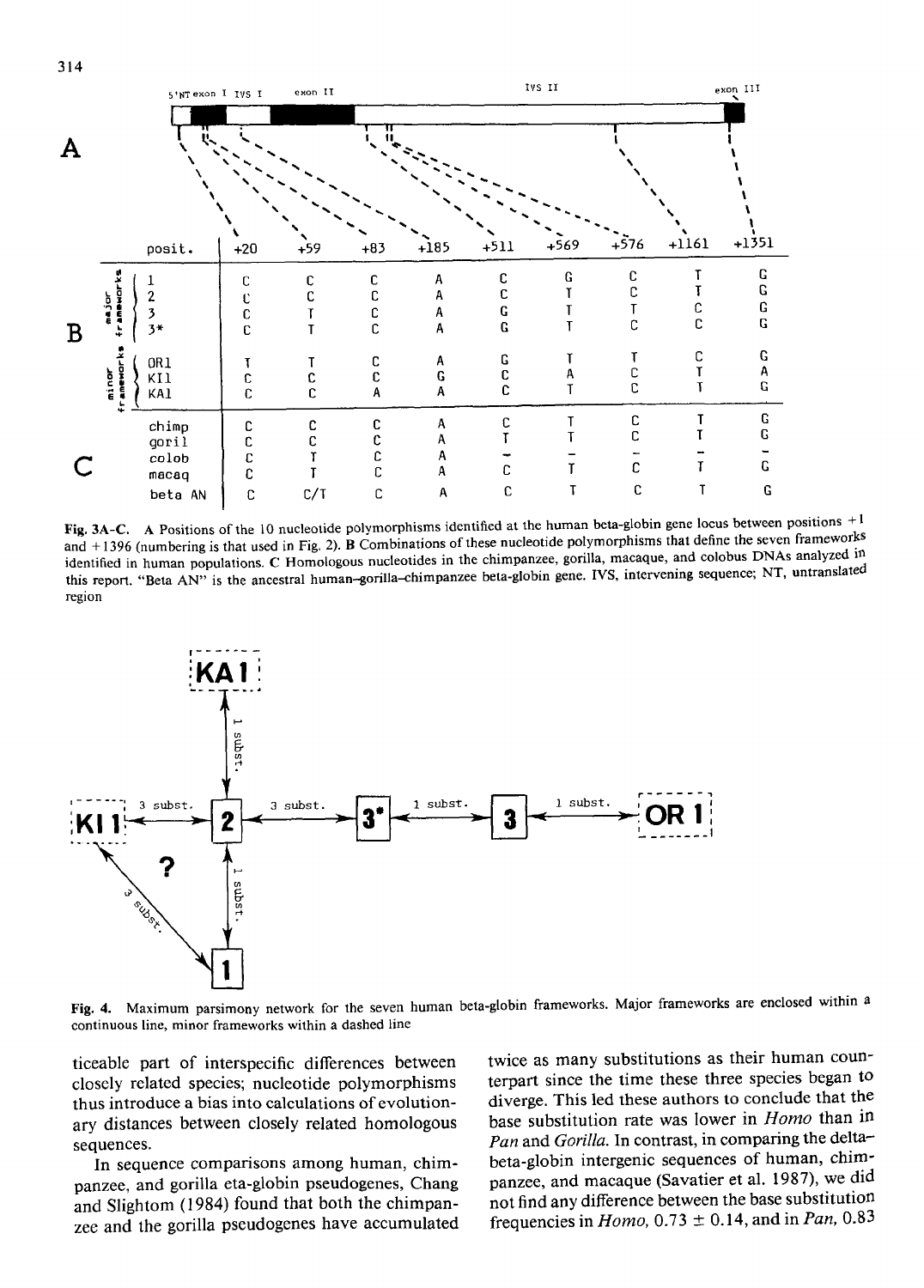| posit. | +20 | +59 | +83 | +185 | +511 | +569 | +576 | +1161 | +1351 |
|---|---|---|---|---|---|---|---|---|---|
| **B** major frameworks | | | | | | | | | |
| 1 | C | C | C | A | C | G | C | T | G |
| 2 | C | C | C | A | C | T | C | T | G |
| 3 | C | T | C | A | G | T | T | C | G |
| 3* | C | T | C | A | G | T | C | C | G |
| minor frameworks | | | | | | | | | |
| OR1 | T | T | C | A | G | T | T | C | G |
| KI1 | C | C | C | G | C | A | C | T | A |
| KA1 | C | C | A | A | C | T | C | T | G |
| **C** | | | | | | | | | |
| chimp | C | C | C | A | C | T | C | T | G |
| goril | C | C | C | A | T | T | C | T | G |
| colob | C | T | C | A | - | - | - | - | - |
| macaq | C | T | C | A | C | T | C | T | G |
| beta AN | C | C/T | C | A | C | T | C | T | G |

**Fig. 3A-C.** A Positions of the 10 nucleotide polymorphisms identified at the human beta-globin gene locus between positions +1 and +1396 (numbering is that used in Fig. 2). B Combinations of these nucleotide polymorphisms that define the seven frameworks identified in human populations. C Homologous nucleotides in the chimpanzee, gorilla, macaque, and colobus DNAs analyzed in this report. "Beta AN" is the ancestral human–gorilla–chimpanzee beta-globin gene. IVS, intervening sequence; NT, untranslated region

**Fig. 4.** Maximum parsimony network for the seven human beta-globin frameworks. Major frameworks are enclosed within a continuous line, minor frameworks within a dashed line

ticeable part of interspecific differences between closely related species; nucleotide polymorphisms thus introduce a bias into calculations of evolutionary distances between closely related homologous sequences.

In sequence comparisons among human, chimpanzee, and gorilla eta-globin pseudogenes, Chang and Slightom (1984) found that both the chimpanzee and the gorilla pseudogenes have accumulated twice as many substitutions as their human counterpart since the time these three species began to diverge. This led these authors to conclude that the base substitution rate was lower in *Homo* than in *Pan* and *Gorilla*. In contrast, in comparing the delta-beta-globin intergenic sequences of human, chimpanzee, and macaque (Savatier et al. 1987), we did not find any difference between the base substitution frequencies in *Homo*, $0.73 \pm 0.14$, and in *Pan*, 0.83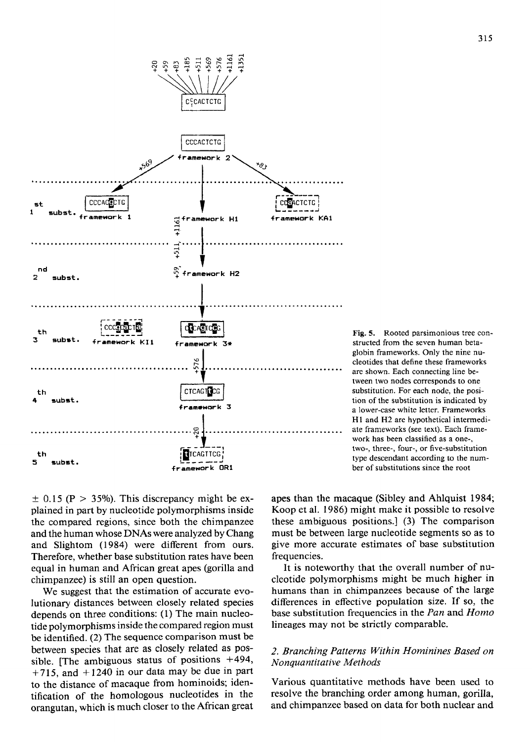Fig. 5. Rooted parsimonious tree constructed from the seven human beta-globin frameworks. Only the nine nucleotides that define these frameworks are shown. Each connecting line between two nodes corresponds to one substitution. For each node, the position of the substitution is indicated by a lower-case white letter. Frameworks H1 and H2 are hypothetical intermediate frameworks (see text). Each framework has been classified as a one-, two-, three-, four-, or five-substitution type descendant according to the number of substitutions since the root

$\pm$ 0.15 (P > 35%). This discrepancy might be explained in part by nucleotide polymorphisms inside the compared regions, since both the chimpanzee and the human whose DNAs were analyzed by Chang and Slightom (1984) were different from ours. Therefore, whether base substitution rates have been equal in human and African great apes (gorilla and chimpanzee) is still an open question.

We suggest that the estimation of accurate evolutionary distances between closely related species depends on three conditions: (1) The main nucleotide polymorphisms inside the compared region must be identified. (2) The sequence comparison must be between species that are as closely related as possible. [The ambiguous status of positions +494, +715, and +1240 in our data may be due in part to the distance of macaque from hominoids; identification of the homologous nucleotides in the orangutan, which is much closer to the African great apes than the macaque (Sibley and Ahlquist 1984; Koop et al. 1986) might make it possible to resolve these ambiguous positions.] (3) The comparison must be between large nucleotide segments so as to give more accurate estimates of base substitution frequencies.

It is noteworthy that the overall number of nucleotide polymorphisms might be much higher in humans than in chimpanzees because of the large differences in effective population size. If so, the base substitution frequencies in the *Pan* and *Homo* lineages may not be strictly comparable.

## 2. Branching Patterns Within Hominines Based on Nonquantitative Methods

Various quantitative methods have been used to resolve the branching order among human, gorilla, and chimpanzee based on data for both nuclear and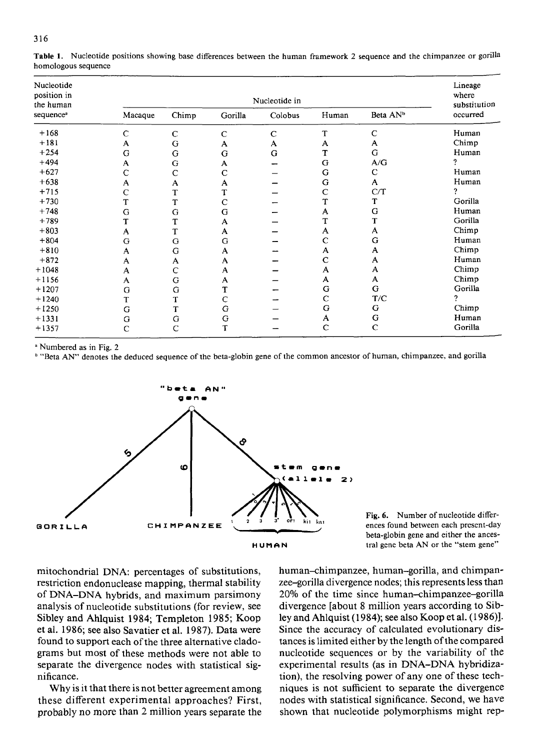**Table 1.** Nucleotide positions showing base differences between the human framework 2 sequence and the chimpanzee or gorilla homologous sequence

| Nucleotide position in the human sequence[a] | Nucleotide in | | | | | | Lineage where substitution occurred |
|---|---|---|---|---|---|---|---|
| | Macaque | Chimp | Gorilla | Colobus | Human | Beta AN[b] | |
| +168 | C | C | C | C | T | C | Human |
| +181 | A | G | A | A | A | A | Chimp |
| +254 | G | G | G | G | T | G | Human |
| +494 | A | G | A | – | G | A/G | ? |
| +627 | C | C | C | – | G | C | Human |
| +638 | A | A | A | – | G | A | Human |
| +715 | C | T | T | – | C | C/T | ? |
| +730 | T | T | C | – | T | T | Gorilla |
| +748 | G | G | G | – | A | G | Human |
| +789 | T | T | A | – | T | T | Gorilla |
| +803 | A | T | A | – | A | A | Chimp |
| +804 | G | G | G | – | C | G | Human |
| +810 | A | G | A | – | A | A | Chimp |
| +872 | A | A | A | – | C | A | Human |
| +1048 | A | C | A | – | A | A | Chimp |
| +1156 | A | G | A | – | A | A | Chimp |
| +1207 | G | G | T | – | G | G | Gorilla |
| +1240 | T | T | C | – | C | T/C | ? |
| +1250 | G | T | G | – | G | G | Chimp |
| +1331 | G | G | G | – | A | G | Human |
| +1357 | C | C | T | – | C | C | Gorilla |

[a] Numbered as in Fig. 2

[b] "Beta AN" denotes the deduced sequence of the beta-globin gene of the common ancestor of human, chimpanzee, and gorilla

**Fig. 6.** Number of nucleotide differences found between each present-day beta-globin gene and either the ancestral gene beta AN or the "stem gene"

mitochondrial DNA: percentages of substitutions, restriction endonuclease mapping, thermal stability of DNA–DNA hybrids, and maximum parsimony analysis of nucleotide substitutions (for review, see Sibley and Ahlquist 1984; Templeton 1985; Koop et al. 1986; see also Savatier et al. 1987). Data were found to support each of the three alternative cladograms but most of these methods were not able to separate the divergence nodes with statistical significance.

Why is it that there is not better agreement among these different experimental approaches? First, probably no more than 2 million years separate the human–chimpanzee, human–gorilla, and chimpanzee–gorilla divergence nodes; this represents less than 20% of the time since human–chimpanzee–gorilla divergence [about 8 million years according to Sibley and Ahlquist (1984); see also Koop et al. (1986)]. Since the accuracy of calculated evolutionary distances is limited either by the length of the compared nucleotide sequences or by the variability of the experimental results (as in DNA–DNA hybridization), the resolving power of any one of these techniques is not sufficient to separate the divergence nodes with statistical significance. Second, we have shown that nucleotide polymorphisms might rep-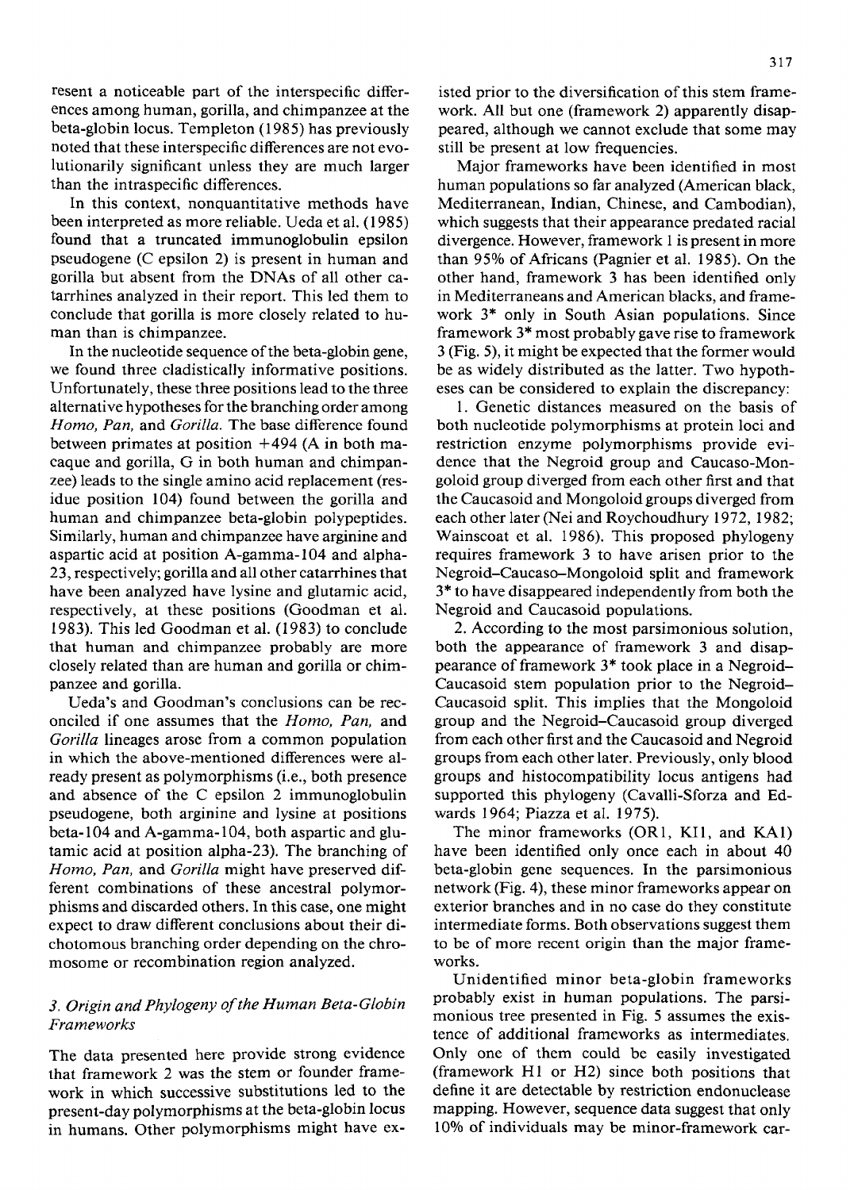resent a noticeable part of the interspecific differences among human, gorilla, and chimpanzee at the beta-globin locus. Templeton (1985) has previously noted that these interspecific differences are not evolutionarily significant unless they are much larger than the intraspecific differences.

In this context, nonquantitative methods have been interpreted as more reliable. Ueda et al. (1985) found that a truncated immunoglobulin epsilon pseudogene (C epsilon 2) is present in human and gorilla but absent from the DNAs of all other catarrhines analyzed in their report. This led them to conclude that gorilla is more closely related to human than is chimpanzee.

In the nucleotide sequence of the beta-globin gene, we found three cladistically informative positions. Unfortunately, these three positions lead to the three alternative hypotheses for the branching order among *Homo*, *Pan*, and *Gorilla*. The base difference found between primates at position +494 (A in both macaque and gorilla, G in both human and chimpanzee) leads to the single amino acid replacement (residue position 104) found between the gorilla and human and chimpanzee beta-globin polypeptides. Similarly, human and chimpanzee have arginine and aspartic acid at position A-gamma-104 and alpha-23, respectively; gorilla and all other catarrhines that have been analyzed have lysine and glutamic acid, respectively, at these positions (Goodman et al. 1983). This led Goodman et al. (1983) to conclude that human and chimpanzee probably are more closely related than are human and gorilla or chimpanzee and gorilla.

Ueda's and Goodman's conclusions can be reconciled if one assumes that the *Homo*, *Pan*, and *Gorilla* lineages arose from a common population in which the above-mentioned differences were already present as polymorphisms (i.e., both presence and absence of the C epsilon 2 immunoglobulin pseudogene, both arginine and lysine at positions beta-104 and A-gamma-104, both aspartic and glutamic acid at position alpha-23). The branching of *Homo*, *Pan*, and *Gorilla* might have preserved different combinations of these ancestral polymorphisms and discarded others. In this case, one might expect to draw different conclusions about their dichotomous branching order depending on the chromosome or recombination region analyzed.

### *3. Origin and Phylogeny of the Human Beta-Globin Frameworks*

The data presented here provide strong evidence that framework 2 was the stem or founder framework in which successive substitutions led to the present-day polymorphisms at the beta-globin locus in humans. Other polymorphisms might have existed prior to the diversification of this stem framework. All but one (framework 2) apparently disappeared, although we cannot exclude that some may still be present at low frequencies.

Major frameworks have been identified in most human populations so far analyzed (American black, Mediterranean, Indian, Chinese, and Cambodian), which suggests that their appearance predated racial divergence. However, framework 1 is present in more than 95% of Africans (Pagnier et al. 1985). On the other hand, framework 3 has been identified only in Mediterraneans and American blacks, and framework 3* only in South Asian populations. Since framework 3* most probably gave rise to framework 3 (Fig. 5), it might be expected that the former would be as widely distributed as the latter. Two hypotheses can be considered to explain the discrepancy:

1. Genetic distances measured on the basis of both nucleotide polymorphisms at protein loci and restriction enzyme polymorphisms provide evidence that the Negroid group and Caucaso-Mongoloid group diverged from each other first and that the Caucasoid and Mongoloid groups diverged from each other later (Nei and Roychoudhury 1972, 1982; Wainscoat et al. 1986). This proposed phylogeny requires framework 3 to have arisen prior to the Negroid–Caucaso–Mongoloid split and framework 3* to have disappeared independently from both the Negroid and Caucasoid populations.

2. According to the most parsimonious solution, both the appearance of framework 3 and disappearance of framework 3* took place in a Negroid–Caucasoid stem population prior to the Negroid–Caucasoid split. This implies that the Mongoloid group and the Negroid–Caucasoid group diverged from each other first and the Caucasoid and Negroid groups from each other later. Previously, only blood groups and histocompatibility locus antigens had supported this phylogeny (Cavalli-Sforza and Edwards 1964; Piazza et al. 1975).

The minor frameworks (OR1, KI1, and KA1) have been identified only once each in about 40 beta-globin gene sequences. In the parsimonious network (Fig. 4), these minor frameworks appear on exterior branches and in no case do they constitute intermediate forms. Both observations suggest them to be of more recent origin than the major frameworks.

Unidentified minor beta-globin frameworks probably exist in human populations. The parsimonious tree presented in Fig. 5 assumes the existence of additional frameworks as intermediates. Only one of them could be easily investigated (framework H1 or H2) since both positions that define it are detectable by restriction endonuclease mapping. However, sequence data suggest that only 10% of individuals may be minor-framework car-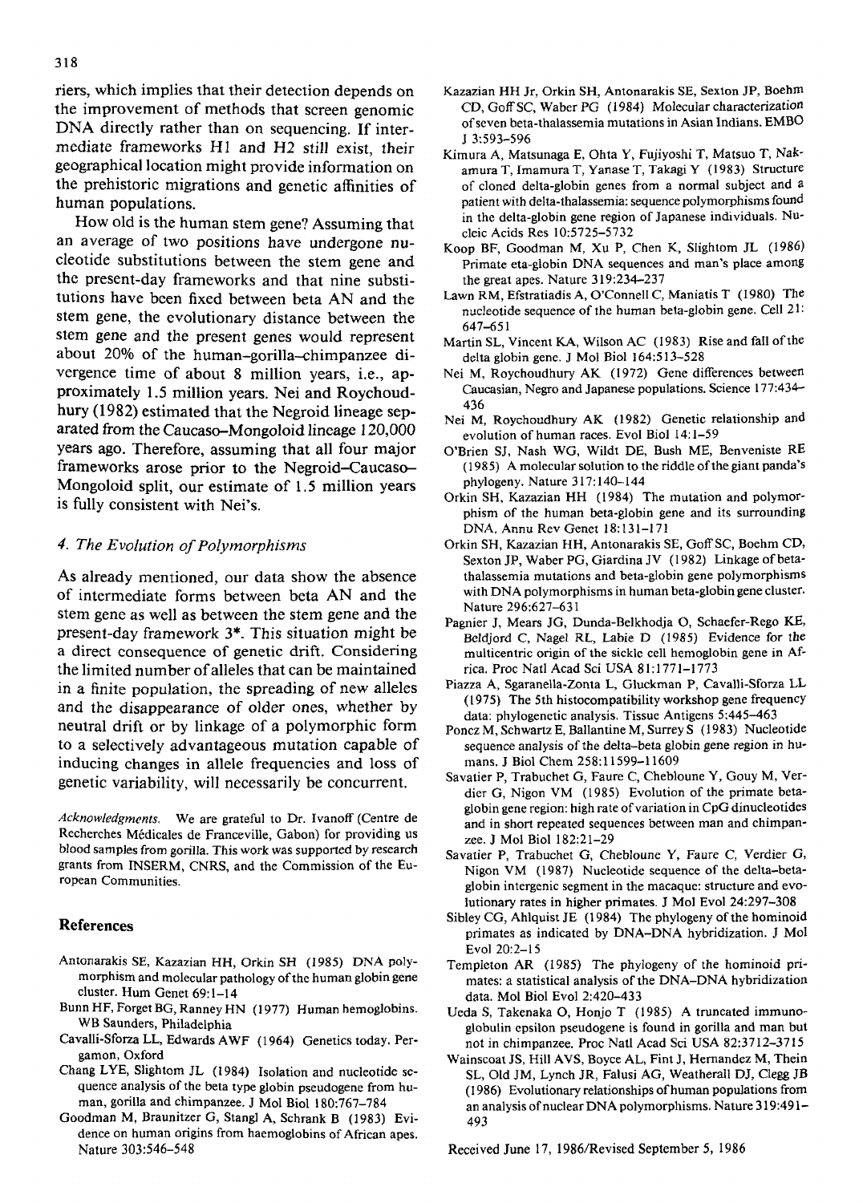riers, which implies that their detection depends on the improvement of methods that screen genomic DNA directly rather than on sequencing. If intermediate frameworks H1 and H2 still exist, their geographical location might provide information on the prehistoric migrations and genetic affinities of human populations.

How old is the human stem gene? Assuming that an average of two positions have undergone nucleotide substitutions between the stem gene and the present-day frameworks and that nine substitutions have been fixed between beta AN and the stem gene, the evolutionary distance between the stem gene and the present genes would represent about 20% of the human–gorilla–chimpanzee divergence time of about 8 million years, i.e., approximately 1.5 million years. Nei and Roychoudhury (1982) estimated that the Negroid lineage separated from the Caucaso–Mongoloid lineage 120,000 years ago. Therefore, assuming that all four major frameworks arose prior to the Negroid–Caucaso–Mongoloid split, our estimate of 1.5 million years is fully consistent with Nei's.

### *4. The Evolution of Polymorphisms*

As already mentioned, our data show the absence of intermediate forms between beta AN and the stem gene as well as between the stem gene and the present-day framework 3*. This situation might be a direct consequence of genetic drift. Considering the limited number of alleles that can be maintained in a finite population, the spreading of new alleles and the disappearance of older ones, whether by neutral drift or by linkage of a polymorphic form to a selectively advantageous mutation capable of inducing changes in allele frequencies and loss of genetic variability, will necessarily be concurrent.

*Acknowledgments.* We are grateful to Dr. Ivanoff (Centre de Recherches Médicales de Franceville, Gabon) for providing us blood samples from gorilla. This work was supported by research grants from INSERM, CNRS, and the Commission of the European Communities.

## References

Antonarakis SE, Kazazian HH, Orkin SH (1985) DNA polymorphism and molecular pathology of the human globin gene cluster. Hum Genet 69:1–14

Bunn HF, Forget BG, Ranney HN (1977) Human hemoglobins. WB Saunders, Philadelphia

Cavalli-Sforza LL, Edwards AWF (1964) Genetics today. Pergamon, Oxford

Chang LYE, Slightom JL (1984) Isolation and nucleotide sequence analysis of the beta type globin pseudogene from human, gorilla and chimpanzee. J Mol Biol 180:767–784

Goodman M, Braunitzer G, Stangl A, Schrank B (1983) Evidence on human origins from haemoglobins of African apes. Nature 303:546–548

Kazazian HH Jr, Orkin SH, Antonarakis SE, Sexton JP, Boehm CD, Goff SC, Waber PG (1984) Molecular characterization of seven beta-thalassemia mutations in Asian Indians. EMBO J 3:593–596

Kimura A, Matsunaga E, Ohta Y, Fujiyoshi T, Matsuo T, Nakamura T, Imamura T, Yanase T, Takagi Y (1983) Structure of cloned delta-globin genes from a normal subject and a patient with delta-thalassemia: sequence polymorphisms found in the delta-globin gene region of Japanese individuals. Nucleic Acids Res 10:5725–5732

Koop BF, Goodman M, Xu P, Chen K, Slightom JL (1986) Primate eta-globin DNA sequences and man's place among the great apes. Nature 319:234–237

Lawn RM, Efstratiadis A, O'Connell C, Maniatis T (1980) The nucleotide sequence of the human beta-globin gene. Cell 21: 647–651

Martin SL, Vincent KA, Wilson AC (1983) Rise and fall of the delta globin gene. J Mol Biol 164:513–528

Nei M, Roychoudhury AK (1972) Gene differences between Caucasian, Negro and Japanese populations. Science 177:434–436

Nei M, Roychoudhury AK (1982) Genetic relationship and evolution of human races. Evol Biol 14:1–59

O'Brien SJ, Nash WG, Wildt DE, Bush ME, Benveniste RE (1985) A molecular solution to the riddle of the giant panda's phylogeny. Nature 317:140–144

Orkin SH, Kazazian HH (1984) The mutation and polymorphism of the human beta-globin gene and its surrounding DNA. Annu Rev Genet 18:131–171

Orkin SH, Kazazian HH, Antonarakis SE, Goff SC, Boehm CD, Sexton JP, Waber PG, Giardina JV (1982) Linkage of beta-thalassemia mutations and beta-globin gene polymorphisms with DNA polymorphisms in human beta-globin gene cluster. Nature 296:627–631

Pagnier J, Mears JG, Dunda-Belkhodja O, Schaefer-Rego KE, Beldjord C, Nagel RL, Labie D (1985) Evidence for the multicentric origin of the sickle cell hemoglobin gene in Africa. Proc Natl Acad Sci USA 81:1771–1773

Piazza A, Sgaranella-Zonta L, Gluckman P, Cavalli-Sforza LL (1975) The 5th histocompatibility workshop gene frequency data: phylogenetic analysis. Tissue Antigens 5:445–463

Poncz M, Schwartz E, Ballantine M, Surrey S (1983) Nucleotide sequence analysis of the delta-beta globin gene region in humans. J Biol Chem 258:11599–11609

Savatier P, Trabuchet G, Faure C, Chebloune Y, Gouy M, Verdier G, Nigon VM (1985) Evolution of the primate beta-globin gene region: high rate of variation in CpG dinucleotides and in short repeated sequences between man and chimpanzee. J Mol Biol 182:21–29

Savatier P, Trabuchet G, Chebloune Y, Faure C, Verdier G, Nigon VM (1987) Nucleotide sequence of the delta-beta-globin intergenic segment in the macaque: structure and evolutionary rates in higher primates. J Mol Evol 24:297–308

Sibley CG, Ahlquist JE (1984) The phylogeny of the hominoid primates as indicated by DNA–DNA hybridization. J Mol Evol 20:2–15

Templeton AR (1985) The phylogeny of the hominoid primates: a statistical analysis of the DNA–DNA hybridization data. Mol Biol Evol 2:420–433

Ueda S, Takenaka O, Honjo T (1985) A truncated immunoglobulin epsilon pseudogene is found in gorilla and man but not in chimpanzee. Proc Natl Acad Sci USA 82:3712–3715

Wainscoat JS, Hill AVS, Boyce AL, Flint J, Hernandez M, Thein SL, Old JM, Lynch JR, Falusi AG, Weatherall DJ, Clegg JB (1986) Evolutionary relationships of human populations from an analysis of nuclear DNA polymorphisms. Nature 319:491–493

Received June 17, 1986/Revised September 5, 1986